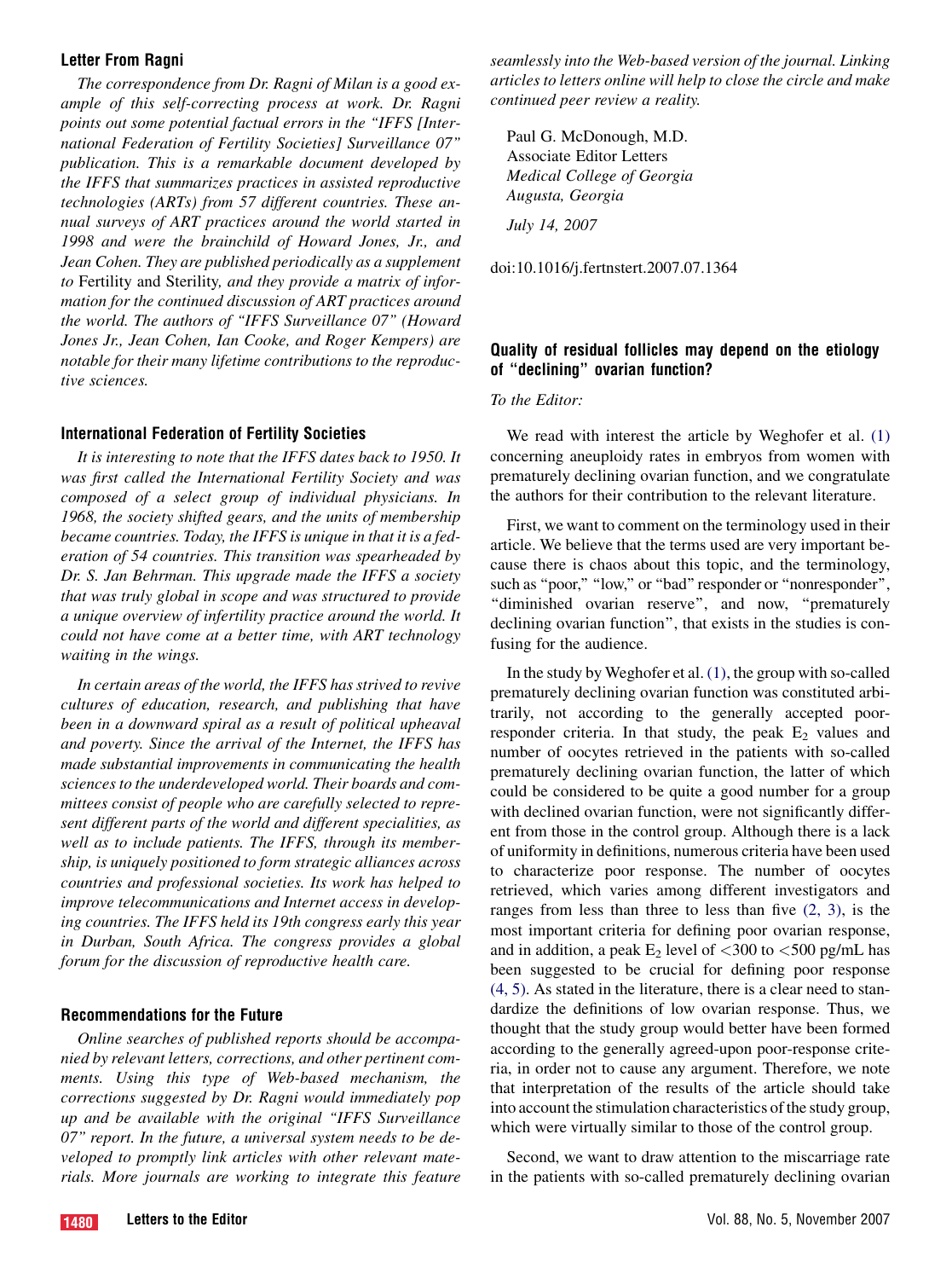### Letter From Ragni

*The correspondence from Dr. Ragni of Milan is a good example of this self-correcting process at work. Dr. Ragni points out some potential factual errors in the "IFFS [International Federation of Fertility Societies] Surveillance 07" publication. This is a remarkable document developed by the IFFS that summarizes practices in assisted reproductive technologies (ARTs) from 57 different countries. These annual surveys of ART practices around the world started in 1998 and were the brainchild of Howard Jones, Jr., and Jean Cohen. They are published periodically as a supplement to* Fertility and Sterility*, and they provide a matrix of information for the continued discussion of ART practices around the world. The authors of "IFFS Surveillance 07" (Howard Jones Jr., Jean Cohen, Ian Cooke, and Roger Kempers) are notable for their many lifetime contributions to the reproductive sciences.*

### International Federation of Fertility Societies

*It is interesting to note that the IFFS dates back to 1950. It was first called the International Fertility Society and was composed of a select group of individual physicians. In 1968, the society shifted gears, and the units of membership became countries. Today, the IFFS is unique in that it is a federation of 54 countries. This transition was spearheaded by Dr. S. Jan Behrman. This upgrade made the IFFS a society that was truly global in scope and was structured to provide a unique overview of infertility practice around the world. It could not have come at a better time, with ART technology waiting in the wings.*

*In certain areas of the world, the IFFS has strived to revive cultures of education, research, and publishing that have been in a downward spiral as a result of political upheaval and poverty. Since the arrival of the Internet, the IFFS has made substantial improvements in communicating the health sciences to the underdeveloped world. Their boards and committees consist of people who are carefully selected to represent different parts of the world and different specialities, as well as to include patients. The IFFS, through its membership, is uniquely positioned to form strategic alliances across countries and professional societies. Its work has helped to improve telecommunications and Internet access in developing countries. The IFFS held its 19th congress early this year in Durban, South Africa. The congress provides a global forum for the discussion of reproductive health care.*

### Recommendations for the Future

*Online searches of published reports should be accompanied by relevant letters, corrections, and other pertinent comments. Using this type of Web-based mechanism, the corrections suggested by Dr. Ragni would immediately pop up and be available with the original "IFFS Surveillance 07" report. In the future, a universal system needs to be developed to promptly link articles with other relevant materials. More journals are working to integrate this feature seamlessly into the Web-based version of the journal. Linking articles to letters online will help to close the circle and make continued peer review a reality.*

Paul G. McDonough, M.D.
Associate Editor Letters
*Medical College of Georgia*
*Augusta, Georgia*

*July 14, 2007*

doi:10.1016/j.fertnstert.2007.07.1364

## Quality of residual follicles may depend on the etiology of "declining" ovarian function?

*To the Editor:*

We read with interest the article by Weghofer et al. (1) concerning aneuploidy rates in embryos from women with prematurely declining ovarian function, and we congratulate the authors for their contribution to the relevant literature.

First, we want to comment on the terminology used in their article. We believe that the terms used are very important because there is chaos about this topic, and the terminology, such as "poor," "low," or "bad" responder or "nonresponder", "diminished ovarian reserve", and now, "prematurely declining ovarian function", that exists in the studies is confusing for the audience.

In the study by Weghofer et al. (1), the group with so-called prematurely declining ovarian function was constituted arbitrarily, not according to the generally accepted poor-responder criteria. In that study, the peak $E_2$ values and number of oocytes retrieved in the patients with so-called prematurely declining ovarian function, the latter of which could be considered to be quite a good number for a group with declined ovarian function, were not significantly different from those in the control group. Although there is a lack of uniformity in definitions, numerous criteria have been used to characterize poor response. The number of oocytes retrieved, which varies among different investigators and ranges from less than three to less than five (2, 3), is the most important criteria for defining poor ovarian response, and in addition, a peak $E_2$ level of $<300$ to $<500$ pg/mL has been suggested to be crucial for defining poor response (4, 5). As stated in the literature, there is a clear need to standardize the definitions of low ovarian response. Thus, we thought that the study group would better have been formed according to the generally agreed-upon poor-response criteria, in order not to cause any argument. Therefore, we note that interpretation of the results of the article should take into account the stimulation characteristics of the study group, which were virtually similar to those of the control group.

Second, we want to draw attention to the miscarriage rate in the patients with so-called prematurely declining ovarian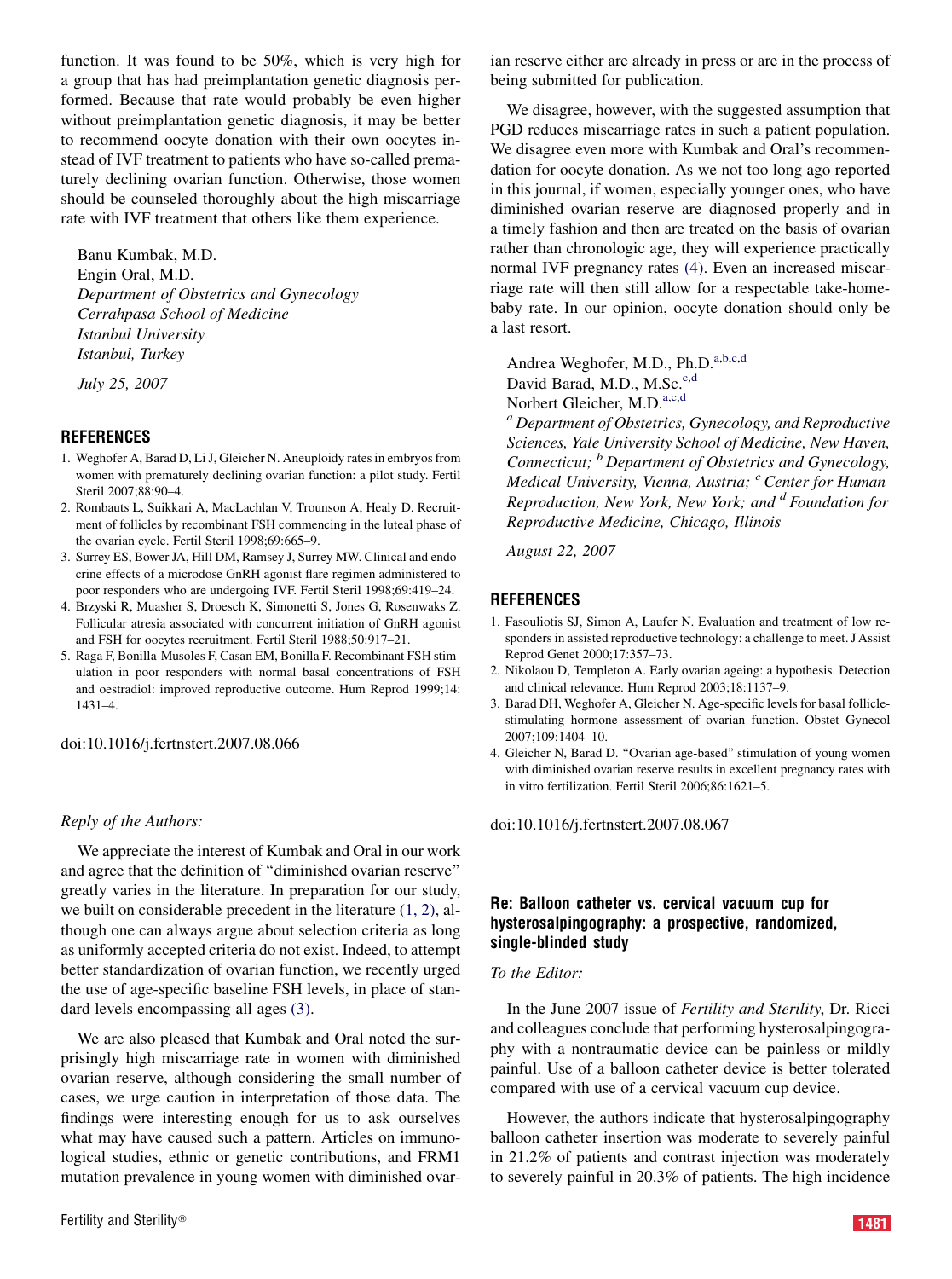function. It was found to be 50%, which is very high for a group that has had preimplantation genetic diagnosis performed. Because that rate would probably be even higher without preimplantation genetic diagnosis, it may be better to recommend oocyte donation with their own oocytes instead of IVF treatment to patients who have so-called prematurely declining ovarian function. Otherwise, those women should be counseled thoroughly about the high miscarriage rate with IVF treatment that others like them experience.

Banu Kumbak, M.D.
Engin Oral, M.D.
*Department of Obstetrics and Gynecology*
*Cerrahpasa School of Medicine*
*Istanbul University*
*Istanbul, Turkey*

*July 25, 2007*

## REFERENCES

1. Weghofer A, Barad D, Li J, Gleicher N. Aneuploidy rates in embryos from women with prematurely declining ovarian function: a pilot study. Fertil Steril 2007;88:90–4.
2. Rombauts L, Suikkari A, MacLachlan V, Trounson A, Healy D. Recruitment of follicles by recombinant FSH commencing in the luteal phase of the ovarian cycle. Fertil Steril 1998;69:665–9.
3. Surrey ES, Bower JA, Hill DM, Ramsey J, Surrey MW. Clinical and endocrine effects of a microdose GnRH agonist flare regimen administered to poor responders who are undergoing IVF. Fertil Steril 1998;69:419–24.
4. Brzyski R, Muasher S, Droesch K, Simonetti S, Jones G, Rosenwaks Z. Follicular atresia associated with concurrent initiation of GnRH agonist and FSH for oocytes recruitment. Fertil Steril 1988;50:917–21.
5. Raga F, Bonilla-Musoles F, Casan EM, Bonilla F. Recombinant FSH stimulation in poor responders with normal basal concentrations of FSH and oestradiol: improved reproductive outcome. Hum Reprod 1999;14:1431–4.

doi:10.1016/j.fertnstert.2007.08.066

*Reply of the Authors:*

We appreciate the interest of Kumbak and Oral in our work and agree that the definition of "diminished ovarian reserve" greatly varies in the literature. In preparation for our study, we built on considerable precedent in the literature (1, 2), although one can always argue about selection criteria as long as uniformly accepted criteria do not exist. Indeed, to attempt better standardization of ovarian function, we recently urged the use of age-specific baseline FSH levels, in place of standard levels encompassing all ages (3).

We are also pleased that Kumbak and Oral noted the surprisingly high miscarriage rate in women with diminished ovarian reserve, although considering the small number of cases, we urge caution in interpretation of those data. The findings were interesting enough for us to ask ourselves what may have caused such a pattern. Articles on immunological studies, ethnic or genetic contributions, and FRM1 mutation prevalence in young women with diminished ovarian reserve either are already in press or are in the process of being submitted for publication.

We disagree, however, with the suggested assumption that PGD reduces miscarriage rates in such a patient population. We disagree even more with Kumbak and Oral's recommendation for oocyte donation. As we not too long ago reported in this journal, if women, especially younger ones, who have diminished ovarian reserve are diagnosed properly and in a timely fashion and then are treated on the basis of ovarian rather than chronologic age, they will experience practically normal IVF pregnancy rates (4). Even an increased miscarriage rate will then still allow for a respectable take-home-baby rate. In our opinion, oocyte donation should only be a last resort.

Andrea Weghofer, M.D., Ph.D.[a,b,c,d]
David Barad, M.D., M.Sc.[c,d]
Norbert Gleicher, M.D.[a,c,d]
*[a] Department of Obstetrics, Gynecology, and Reproductive Sciences, Yale University School of Medicine, New Haven, Connecticut; [b] Department of Obstetrics and Gynecology, Medical University, Vienna, Austria; [c] Center for Human Reproduction, New York, New York; and [d] Foundation for Reproductive Medicine, Chicago, Illinois*

*August 22, 2007*

## REFERENCES

1. Fasouliotis SJ, Simon A, Laufer N. Evaluation and treatment of low responders in assisted reproductive technology: a challenge to meet. J Assist Reprod Genet 2000;17:357–73.
2. Nikolaou D, Templeton A. Early ovarian ageing: a hypothesis. Detection and clinical relevance. Hum Reprod 2003;18:1137–9.
3. Barad DH, Weghofer A, Gleicher N. Age-specific levels for basal follicle-stimulating hormone assessment of ovarian function. Obstet Gynecol 2007;109:1404–10.
4. Gleicher N, Barad D. "Ovarian age-based" stimulation of young women with diminished ovarian reserve results in excellent pregnancy rates with in vitro fertilization. Fertil Steril 2006;86:1621–5.

doi:10.1016/j.fertnstert.2007.08.067

## Re: Balloon catheter vs. cervical vacuum cup for hysterosalpingography: a prospective, randomized, single-blinded study

*To the Editor:*

In the June 2007 issue of *Fertility and Sterility*, Dr. Ricci and colleagues conclude that performing hysterosalpingography with a nontraumatic device can be painless or mildly painful. Use of a balloon catheter device is better tolerated compared with use of a cervical vacuum cup device.

However, the authors indicate that hysterosalpingography balloon catheter insertion was moderate to severely painful in 21.2% of patients and contrast injection was moderately to severely painful in 20.3% of patients. The high incidence